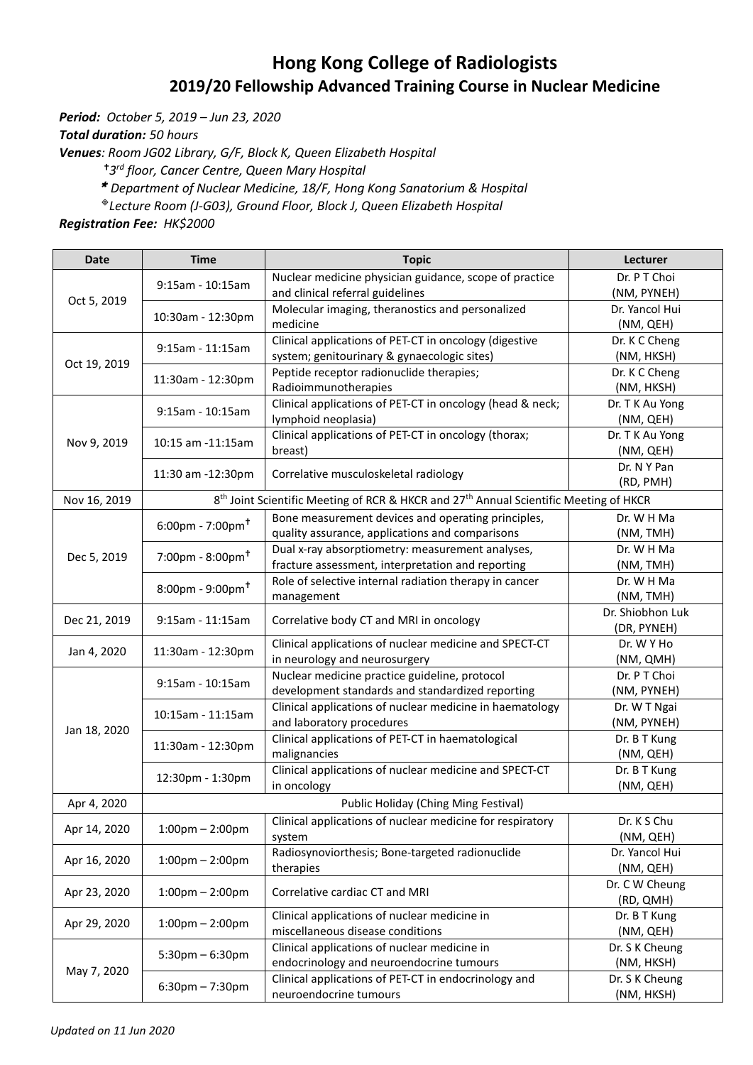# Hong Kong College of Radiologists

## 2019/20 Fellowship Advanced Training Course in Nuclear Medicine

***Period:*** *October 5, 2019 – Jun 23, 2020*

***Total duration:*** *50 hours*

***Venues****: Room JG02 Library, G/F, Block K, Queen Elizabeth Hospital*

*† 3rd floor, Cancer Centre, Queen Mary Hospital*

*\* Department of Nuclear Medicine, 18/F, Hong Kong Sanatorium & Hospital*

*® Lecture Room (J-G03), Ground Floor, Block J, Queen Elizabeth Hospital*

***Registration Fee:*** *HK$2000*

| Date | Time | Topic | Lecturer |
|---|---|---|---|
| Oct 5, 2019 | 9:15am - 10:15am | Nuclear medicine physician guidance, scope of practice and clinical referral guidelines | Dr. P T Choi (NM, PYNEH) |
| | 10:30am - 12:30pm | Molecular imaging, theranostics and personalized medicine | Dr. Yancol Hui (NM, QEH) |
| Oct 19, 2019 | 9:15am - 11:15am | Clinical applications of PET-CT in oncology (digestive system; genitourinary & gynaecologic sites) | Dr. K C Cheng (NM, HKSH) |
| | 11:30am - 12:30pm | Peptide receptor radionuclide therapies; Radioimmunotherapies | Dr. K C Cheng (NM, HKSH) |
| Nov 9, 2019 | 9:15am - 10:15am | Clinical applications of PET-CT in oncology (head & neck; lymphoid neoplasia) | Dr. T K Au Yong (NM, QEH) |
| | 10:15 am -11:15am | Clinical applications of PET-CT in oncology (thorax; breast) | Dr. T K Au Yong (NM, QEH) |
| | 11:30 am -12:30pm | Correlative musculoskeletal radiology | Dr. N Y Pan (RD, PMH) |
| Nov 16, 2019 | 8th Joint Scientific Meeting of RCR & HKCR and 27th Annual Scientific Meeting of HKCR | | |
| Dec 5, 2019 | 6:00pm - 7:00pm† | Bone measurement devices and operating principles, quality assurance, applications and comparisons | Dr. W H Ma (NM, TMH) |
| | 7:00pm - 8:00pm† | Dual x-ray absorptiometry: measurement analyses, fracture assessment, interpretation and reporting | Dr. W H Ma (NM, TMH) |
| | 8:00pm - 9:00pm† | Role of selective internal radiation therapy in cancer management | Dr. W H Ma (NM, TMH) |
| Dec 21, 2019 | 9:15am - 11:15am | Correlative body CT and MRI in oncology | Dr. Shiobhon Luk (DR, PYNEH) |
| Jan 4, 2020 | 11:30am - 12:30pm | Clinical applications of nuclear medicine and SPECT-CT in neurology and neurosurgery | Dr. W Y Ho (NM, QMH) |
| Jan 18, 2020 | 9:15am - 10:15am | Nuclear medicine practice guideline, protocol development standards and standardized reporting | Dr. P T Choi (NM, PYNEH) |
| | 10:15am - 11:15am | Clinical applications of nuclear medicine in haematology and laboratory procedures | Dr. W T Ngai (NM, PYNEH) |
| | 11:30am - 12:30pm | Clinical applications of PET-CT in haematological malignancies | Dr. B T Kung (NM, QEH) |
| | 12:30pm - 1:30pm | Clinical applications of nuclear medicine and SPECT-CT in oncology | Dr. B T Kung (NM, QEH) |
| Apr 4, 2020 | Public Holiday (Ching Ming Festival) | | |
| Apr 14, 2020 | 1:00pm – 2:00pm | Clinical applications of nuclear medicine for respiratory system | Dr. K S Chu (NM, QEH) |
| Apr 16, 2020 | 1:00pm – 2:00pm | Radiosynoviorthesis; Bone-targeted radionuclide therapies | Dr. Yancol Hui (NM, QEH) |
| Apr 23, 2020 | 1:00pm – 2:00pm | Correlative cardiac CT and MRI | Dr. C W Cheung (RD, QMH) |
| Apr 29, 2020 | 1:00pm – 2:00pm | Clinical applications of nuclear medicine in miscellaneous disease conditions | Dr. B T Kung (NM, QEH) |
| May 7, 2020 | 5:30pm – 6:30pm | Clinical applications of nuclear medicine in endocrinology and neuroendocrine tumours | Dr. S K Cheung (NM, HKSH) |
| | 6:30pm – 7:30pm | Clinical applications of PET-CT in endocrinology and neuroendocrine tumours | Dr. S K Cheung (NM, HKSH) |

*Updated on 11 Jun 2020*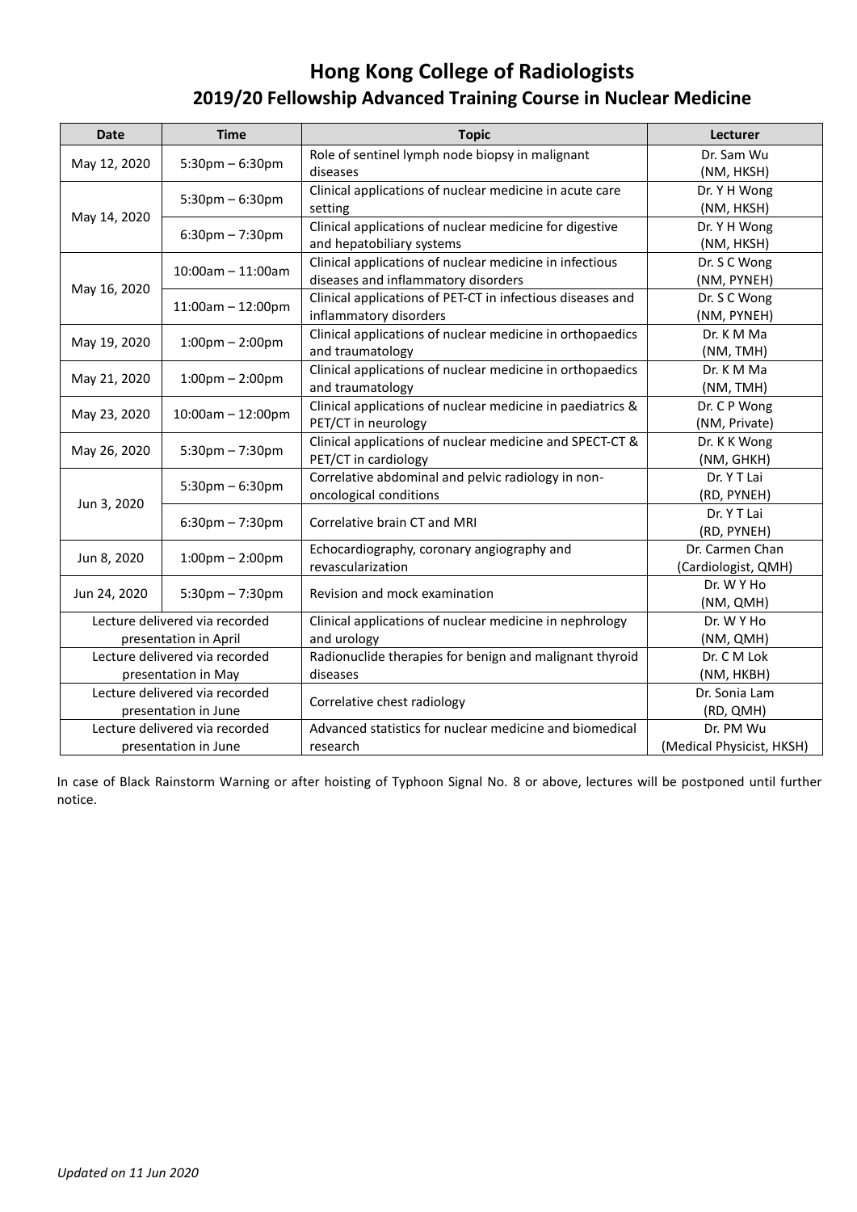# Hong Kong College of Radiologists

## 2019/20 Fellowship Advanced Training Course in Nuclear Medicine

| Date | Time | Topic | Lecturer |
|---|---|---|---|
| May 12, 2020 | 5:30pm – 6:30pm | Role of sentinel lymph node biopsy in malignant diseases | Dr. Sam Wu (NM, HKSH) |
| May 14, 2020 | 5:30pm – 6:30pm | Clinical applications of nuclear medicine in acute care setting | Dr. Y H Wong (NM, HKSH) |
| | 6:30pm – 7:30pm | Clinical applications of nuclear medicine for digestive and hepatobiliary systems | Dr. Y H Wong (NM, HKSH) |
| May 16, 2020 | 10:00am – 11:00am | Clinical applications of nuclear medicine in infectious diseases and inflammatory disorders | Dr. S C Wong (NM, PYNEH) |
| | 11:00am – 12:00pm | Clinical applications of PET-CT in infectious diseases and inflammatory disorders | Dr. S C Wong (NM, PYNEH) |
| May 19, 2020 | 1:00pm – 2:00pm | Clinical applications of nuclear medicine in orthopaedics and traumatology | Dr. K M Ma (NM, TMH) |
| May 21, 2020 | 1:00pm – 2:00pm | Clinical applications of nuclear medicine in orthopaedics and traumatology | Dr. K M Ma (NM, TMH) |
| May 23, 2020 | 10:00am – 12:00pm | Clinical applications of nuclear medicine in paediatrics & PET/CT in neurology | Dr. C P Wong (NM, Private) |
| May 26, 2020 | 5:30pm – 7:30pm | Clinical applications of nuclear medicine and SPECT-CT & PET/CT in cardiology | Dr. K K Wong (NM, GHKH) |
| Jun 3, 2020 | 5:30pm – 6:30pm | Correlative abdominal and pelvic radiology in non-oncological conditions | Dr. Y T Lai (RD, PYNEH) |
| | 6:30pm – 7:30pm | Correlative brain CT and MRI | Dr. Y T Lai (RD, PYNEH) |
| Jun 8, 2020 | 1:00pm – 2:00pm | Echocardiography, coronary angiography and revascularization | Dr. Carmen Chan (Cardiologist, QMH) |
| Jun 24, 2020 | 5:30pm – 7:30pm | Revision and mock examination | Dr. W Y Ho (NM, QMH) |
| Lecture delivered via recorded presentation in April | | Clinical applications of nuclear medicine in nephrology and urology | Dr. W Y Ho (NM, QMH) |
| Lecture delivered via recorded presentation in May | | Radionuclide therapies for benign and malignant thyroid diseases | Dr. C M Lok (NM, HKBH) |
| Lecture delivered via recorded presentation in June | | Correlative chest radiology | Dr. Sonia Lam (RD, QMH) |
| Lecture delivered via recorded presentation in June | | Advanced statistics for nuclear medicine and biomedical research | Dr. PM Wu (Medical Physicist, HKSH) |

In case of Black Rainstorm Warning or after hoisting of Typhoon Signal No. 8 or above, lectures will be postponed until further notice.

*Updated on 11 Jun 2020*